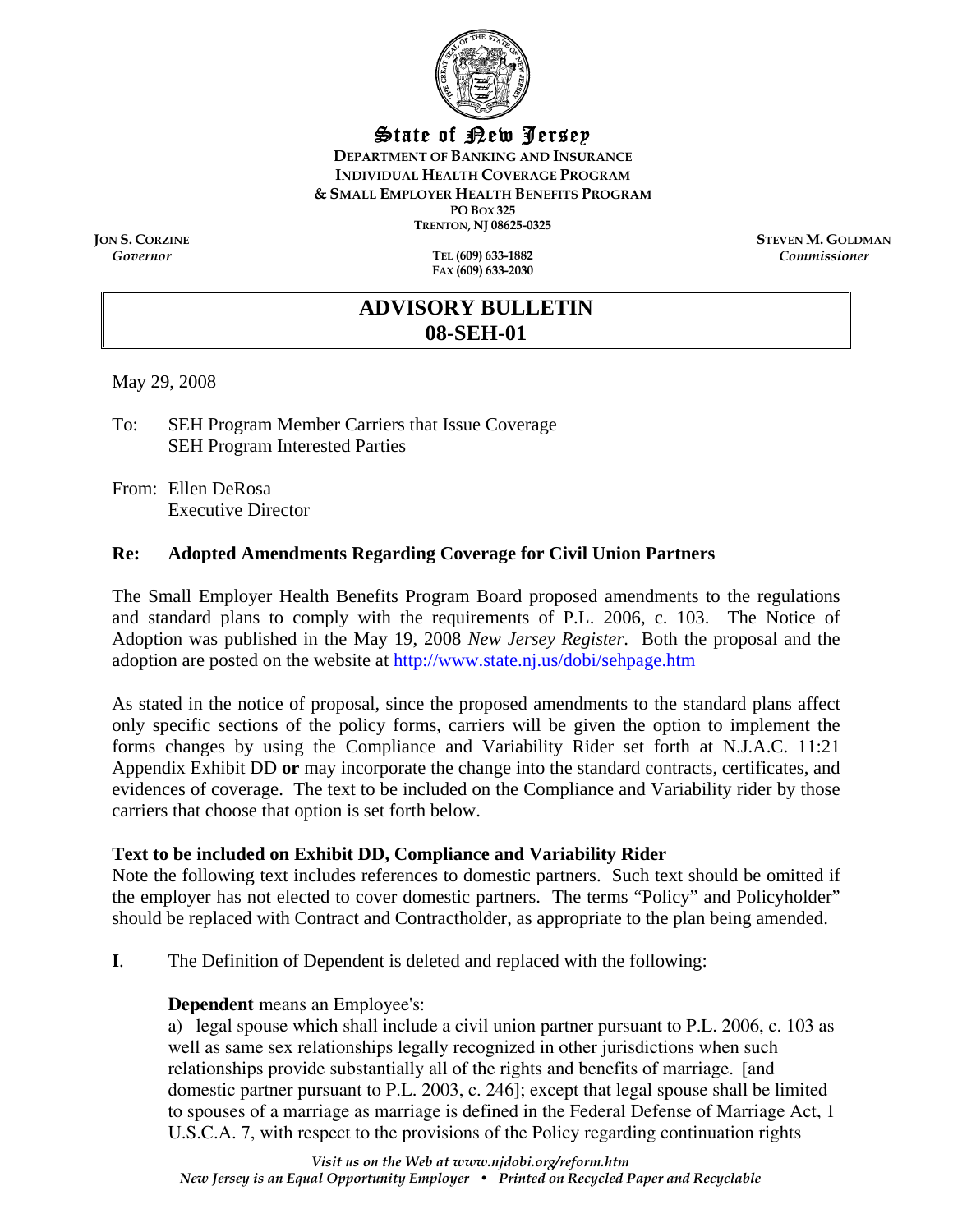**State of New Jersey**

**DEPARTMENT OF BANKING AND INSURANCE**
**INDIVIDUAL HEALTH COVERAGE PROGRAM**
**& SMALL EMPLOYER HEALTH BENEFITS PROGRAM**
**PO BOX 325**
**TRENTON, NJ 08625-0325**

**JON S. CORZINE**
*Governor*

**TEL (609) 633-1882**
**FAX (609) 633-2030**

**STEVEN M. GOLDMAN**
*Commissioner*

# ADVISORY BULLETIN
# 08-SEH-01

May 29, 2008

To: SEH Program Member Carriers that Issue Coverage
SEH Program Interested Parties

From: Ellen DeRosa
Executive Director

**Re: Adopted Amendments Regarding Coverage for Civil Union Partners**

The Small Employer Health Benefits Program Board proposed amendments to the regulations and standard plans to comply with the requirements of P.L. 2006, c. 103. The Notice of Adoption was published in the May 19, 2008 *New Jersey Register*. Both the proposal and the adoption are posted on the website at http://www.state.nj.us/dobi/sehpage.htm

As stated in the notice of proposal, since the proposed amendments to the standard plans affect only specific sections of the policy forms, carriers will be given the option to implement the forms changes by using the Compliance and Variability Rider set forth at N.J.A.C. 11:21 Appendix Exhibit DD **or** may incorporate the change into the standard contracts, certificates, and evidences of coverage. The text to be included on the Compliance and Variability rider by those carriers that choose that option is set forth below.

**Text to be included on Exhibit DD, Compliance and Variability Rider**

Note the following text includes references to domestic partners. Such text should be omitted if the employer has not elected to cover domestic partners. The terms "Policy" and Policyholder" should be replaced with Contract and Contractholder, as appropriate to the plan being amended.

**I**. The Definition of Dependent is deleted and replaced with the following:

**Dependent** means an Employee's:

a) legal spouse which shall include a civil union partner pursuant to P.L. 2006, c. 103 as well as same sex relationships legally recognized in other jurisdictions when such relationships provide substantially all of the rights and benefits of marriage. [and domestic partner pursuant to P.L. 2003, c. 246]; except that legal spouse shall be limited to spouses of a marriage as marriage is defined in the Federal Defense of Marriage Act, 1 U.S.C.A. 7, with respect to the provisions of the Policy regarding continuation rights

*Visit us on the Web at www.njdobi.org/reform.htm*
*New Jersey is an Equal Opportunity Employer • Printed on Recycled Paper and Recyclable*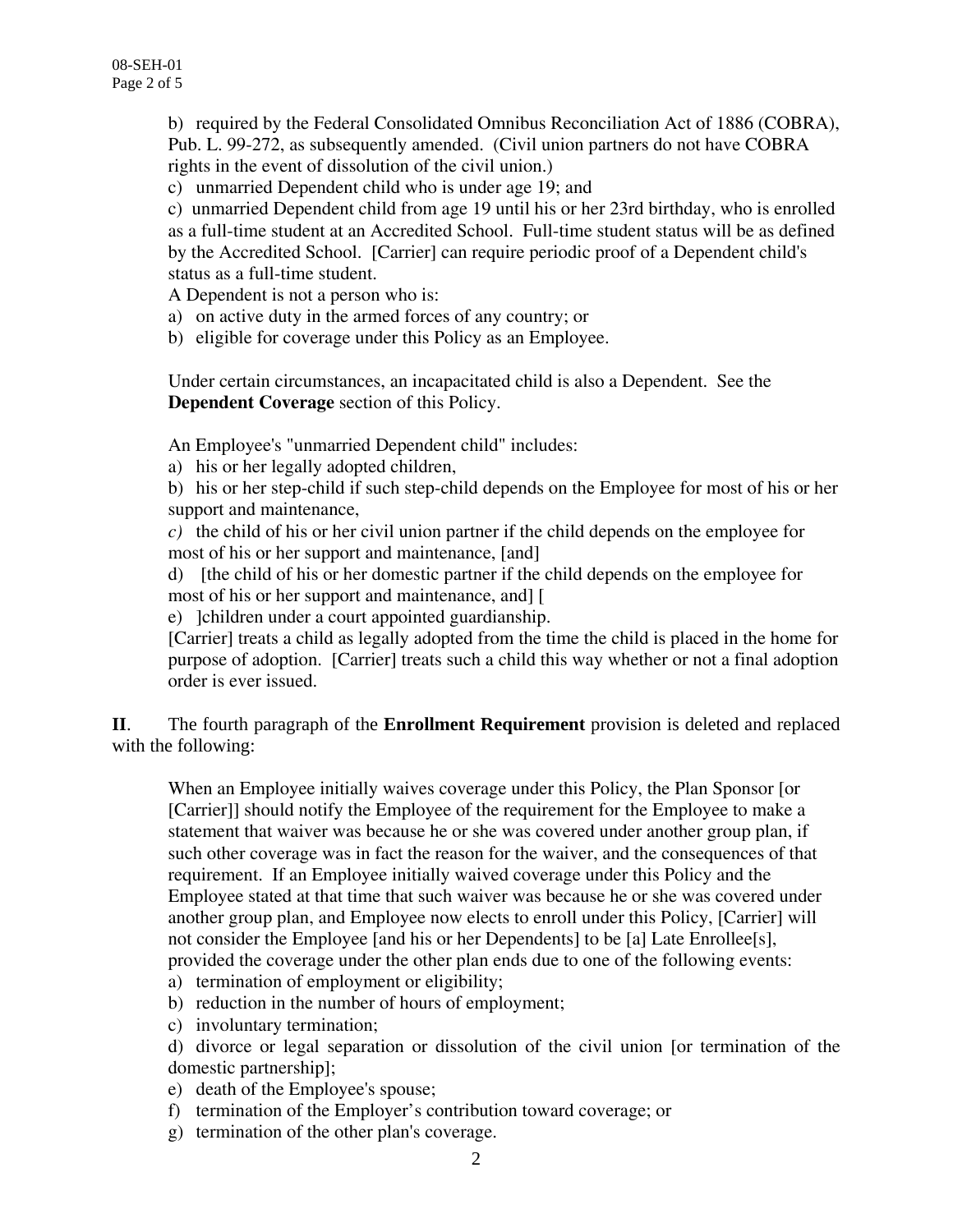b) required by the Federal Consolidated Omnibus Reconciliation Act of 1886 (COBRA), Pub. L. 99-272, as subsequently amended. (Civil union partners do not have COBRA rights in the event of dissolution of the civil union.)

c) unmarried Dependent child who is under age 19; and

c) unmarried Dependent child from age 19 until his or her 23rd birthday, who is enrolled as a full-time student at an Accredited School. Full-time student status will be as defined by the Accredited School. [Carrier] can require periodic proof of a Dependent child's status as a full-time student.

A Dependent is not a person who is:

a) on active duty in the armed forces of any country; or

b) eligible for coverage under this Policy as an Employee.

Under certain circumstances, an incapacitated child is also a Dependent. See the **Dependent Coverage** section of this Policy.

An Employee's "unmarried Dependent child" includes:

a) his or her legally adopted children,

b) his or her step-child if such step-child depends on the Employee for most of his or her support and maintenance,

*c)* the child of his or her civil union partner if the child depends on the employee for most of his or her support and maintenance, [and]

d) [the child of his or her domestic partner if the child depends on the employee for most of his or her support and maintenance, and] [

e) ]children under a court appointed guardianship.

[Carrier] treats a child as legally adopted from the time the child is placed in the home for purpose of adoption. [Carrier] treats such a child this way whether or not a final adoption order is ever issued.

**II**. The fourth paragraph of the **Enrollment Requirement** provision is deleted and replaced with the following:

When an Employee initially waives coverage under this Policy, the Plan Sponsor [or [Carrier]] should notify the Employee of the requirement for the Employee to make a statement that waiver was because he or she was covered under another group plan, if such other coverage was in fact the reason for the waiver, and the consequences of that requirement. If an Employee initially waived coverage under this Policy and the Employee stated at that time that such waiver was because he or she was covered under another group plan, and Employee now elects to enroll under this Policy, [Carrier] will not consider the Employee [and his or her Dependents] to be [a] Late Enrollee[s], provided the coverage under the other plan ends due to one of the following events:

a) termination of employment or eligibility;

b) reduction in the number of hours of employment;

c) involuntary termination;

d) divorce or legal separation or dissolution of the civil union [or termination of the domestic partnership];

e) death of the Employee's spouse;

f) termination of the Employer's contribution toward coverage; or

g) termination of the other plan's coverage.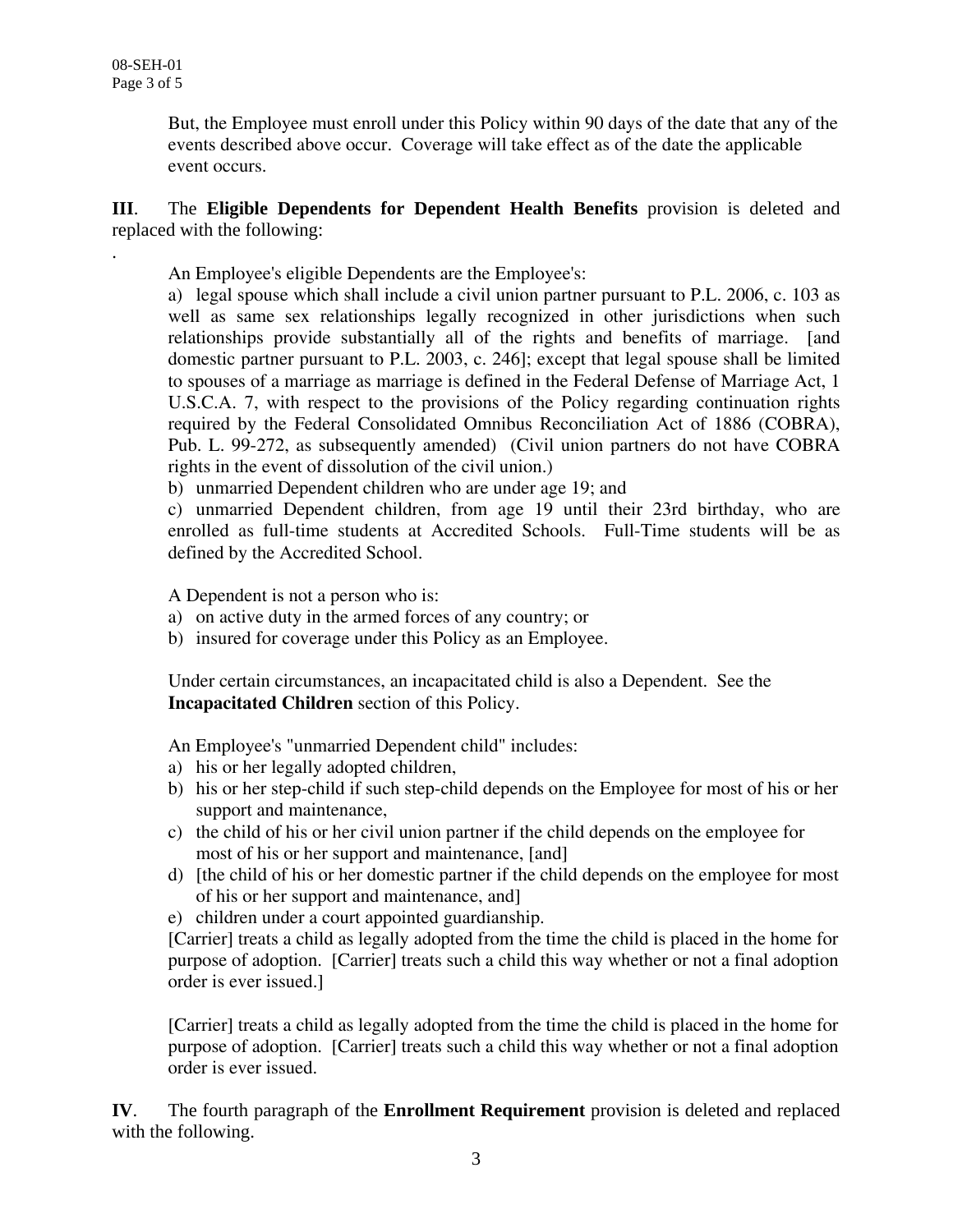But, the Employee must enroll under this Policy within 90 days of the date that any of the events described above occur. Coverage will take effect as of the date the applicable event occurs.

**III**. The **Eligible Dependents for Dependent Health Benefits** provision is deleted and replaced with the following:

.

An Employee's eligible Dependents are the Employee's:

a) legal spouse which shall include a civil union partner pursuant to P.L. 2006, c. 103 as well as same sex relationships legally recognized in other jurisdictions when such relationships provide substantially all of the rights and benefits of marriage. [and domestic partner pursuant to P.L. 2003, c. 246]; except that legal spouse shall be limited to spouses of a marriage as marriage is defined in the Federal Defense of Marriage Act, 1 U.S.C.A. 7, with respect to the provisions of the Policy regarding continuation rights required by the Federal Consolidated Omnibus Reconciliation Act of 1886 (COBRA), Pub. L. 99-272, as subsequently amended) (Civil union partners do not have COBRA rights in the event of dissolution of the civil union.)

b) unmarried Dependent children who are under age 19; and

c) unmarried Dependent children, from age 19 until their 23rd birthday, who are enrolled as full-time students at Accredited Schools. Full-Time students will be as defined by the Accredited School.

A Dependent is not a person who is:

a) on active duty in the armed forces of any country; or
b) insured for coverage under this Policy as an Employee.

Under certain circumstances, an incapacitated child is also a Dependent. See the **Incapacitated Children** section of this Policy.

An Employee's "unmarried Dependent child" includes:

a) his or her legally adopted children,
b) his or her step-child if such step-child depends on the Employee for most of his or her support and maintenance,
c) the child of his or her civil union partner if the child depends on the employee for most of his or her support and maintenance, [and]
d) [the child of his or her domestic partner if the child depends on the employee for most of his or her support and maintenance, and]
e) children under a court appointed guardianship.

[Carrier] treats a child as legally adopted from the time the child is placed in the home for purpose of adoption. [Carrier] treats such a child this way whether or not a final adoption order is ever issued.]

[Carrier] treats a child as legally adopted from the time the child is placed in the home for purpose of adoption. [Carrier] treats such a child this way whether or not a final adoption order is ever issued.

**IV**. The fourth paragraph of the **Enrollment Requirement** provision is deleted and replaced with the following.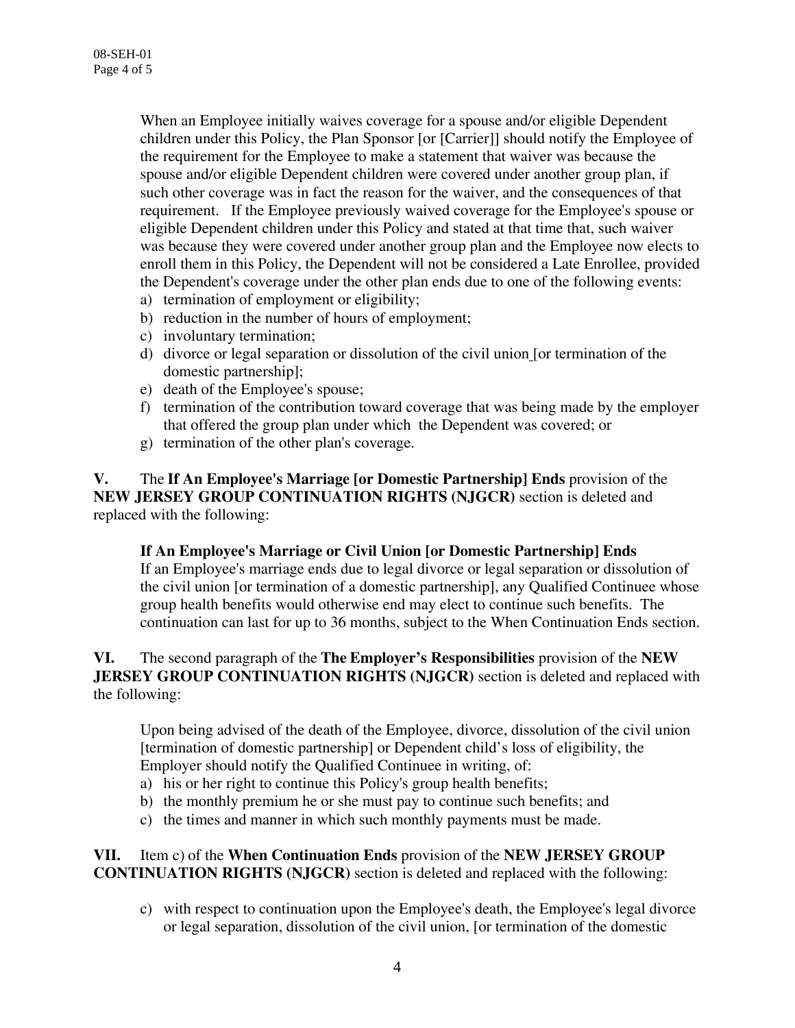When an Employee initially waives coverage for a spouse and/or eligible Dependent children under this Policy, the Plan Sponsor [or [Carrier]] should notify the Employee of the requirement for the Employee to make a statement that waiver was because the spouse and/or eligible Dependent children were covered under another group plan, if such other coverage was in fact the reason for the waiver, and the consequences of that requirement. If the Employee previously waived coverage for the Employee's spouse or eligible Dependent children under this Policy and stated at that time that, such waiver was because they were covered under another group plan and the Employee now elects to enroll them in this Policy, the Dependent will not be considered a Late Enrollee, provided the Dependent's coverage under the other plan ends due to one of the following events:

a) termination of employment or eligibility;
b) reduction in the number of hours of employment;
c) involuntary termination;
d) divorce or legal separation or dissolution of the civil union [or termination of the domestic partnership];
e) death of the Employee's spouse;
f) termination of the contribution toward coverage that was being made by the employer that offered the group plan under which the Dependent was covered; or
g) termination of the other plan's coverage.

**V.** The **If An Employee's Marriage [or Domestic Partnership] Ends** provision of the **NEW JERSEY GROUP CONTINUATION RIGHTS (NJGCR)** section is deleted and replaced with the following:

**If An Employee's Marriage or Civil Union [or Domestic Partnership] Ends**
If an Employee's marriage ends due to legal divorce or legal separation or dissolution of the civil union [or termination of a domestic partnership], any Qualified Continuee whose group health benefits would otherwise end may elect to continue such benefits. The continuation can last for up to 36 months, subject to the When Continuation Ends section.

**VI.** The second paragraph of the **The Employer's Responsibilities** provision of the **NEW JERSEY GROUP CONTINUATION RIGHTS (NJGCR)** section is deleted and replaced with the following:

Upon being advised of the death of the Employee, divorce, dissolution of the civil union [termination of domestic partnership] or Dependent child's loss of eligibility, the Employer should notify the Qualified Continuee in writing, of:

a) his or her right to continue this Policy's group health benefits;
b) the monthly premium he or she must pay to continue such benefits; and
c) the times and manner in which such monthly payments must be made.

**VII.** Item c) of the **When Continuation Ends** provision of the **NEW JERSEY GROUP CONTINUATION RIGHTS (NJGCR)** section is deleted and replaced with the following:

c) with respect to continuation upon the Employee's death, the Employee's legal divorce or legal separation, dissolution of the civil union, [or termination of the domestic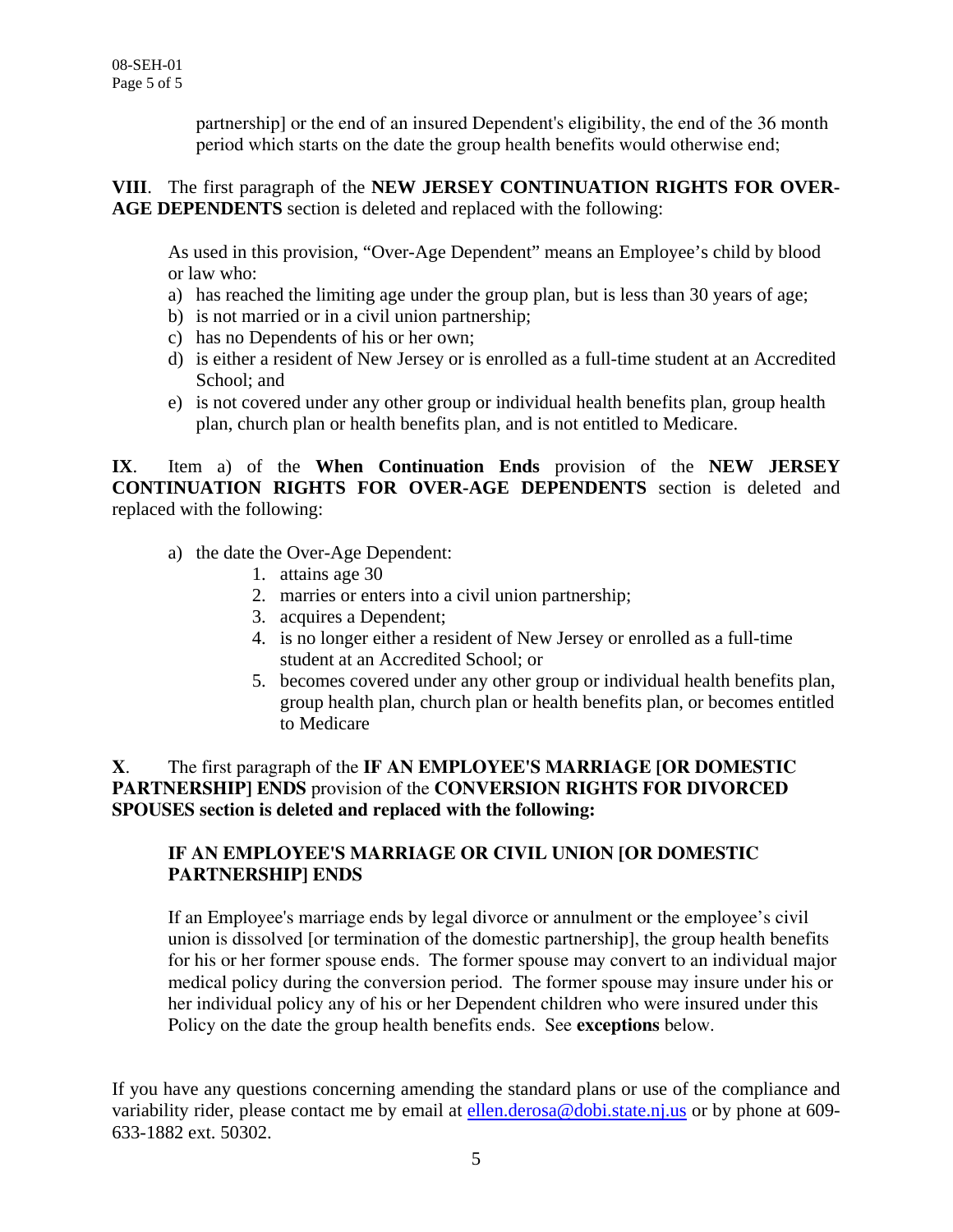partnership] or the end of an insured Dependent's eligibility, the end of the 36 month period which starts on the date the group health benefits would otherwise end;

**VIII**. The first paragraph of the **NEW JERSEY CONTINUATION RIGHTS FOR OVER-AGE DEPENDENTS** section is deleted and replaced with the following:

As used in this provision, "Over-Age Dependent" means an Employee's child by blood or law who:

a) has reached the limiting age under the group plan, but is less than 30 years of age;
b) is not married or in a civil union partnership;
c) has no Dependents of his or her own;
d) is either a resident of New Jersey or is enrolled as a full-time student at an Accredited School; and
e) is not covered under any other group or individual health benefits plan, group health plan, church plan or health benefits plan, and is not entitled to Medicare.

**IX**. Item a) of the **When Continuation Ends** provision of the **NEW JERSEY CONTINUATION RIGHTS FOR OVER-AGE DEPENDENTS** section is deleted and replaced with the following:

a) the date the Over-Age Dependent:
   1. attains age 30
   2. marries or enters into a civil union partnership;
   3. acquires a Dependent;
   4. is no longer either a resident of New Jersey or enrolled as a full-time student at an Accredited School; or
   5. becomes covered under any other group or individual health benefits plan, group health plan, church plan or health benefits plan, or becomes entitled to Medicare

**X**. The first paragraph of the **IF AN EMPLOYEE'S MARRIAGE [OR DOMESTIC PARTNERSHIP] ENDS** provision of the **CONVERSION RIGHTS FOR DIVORCED SPOUSES section is deleted and replaced with the following:**

**IF AN EMPLOYEE'S MARRIAGE OR CIVIL UNION [OR DOMESTIC PARTNERSHIP] ENDS**

If an Employee's marriage ends by legal divorce or annulment or the employee's civil union is dissolved [or termination of the domestic partnership], the group health benefits for his or her former spouse ends. The former spouse may convert to an individual major medical policy during the conversion period. The former spouse may insure under his or her individual policy any of his or her Dependent children who were insured under this Policy on the date the group health benefits ends. See **exceptions** below.

If you have any questions concerning amending the standard plans or use of the compliance and variability rider, please contact me by email at ellen.derosa@dobi.state.nj.us or by phone at 609-633-1882 ext. 50302.